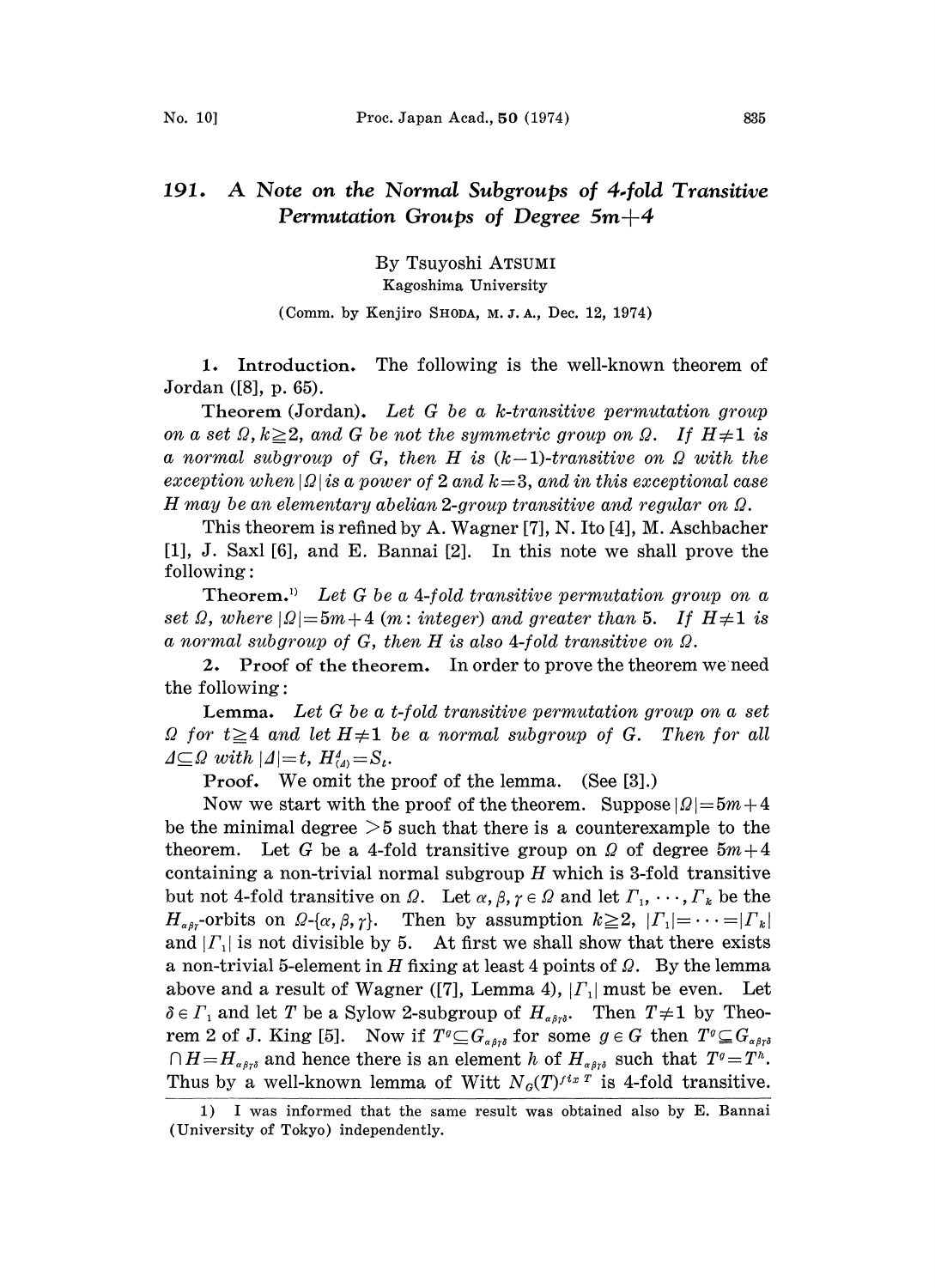# 191. A Note on the Normal Subgroups of 4-fold Transitive Permutation Groups of Degree $5m+4$

By Tsuyoshi ATSUMI
Kagoshima University

(Comm. by Kenjiro SHODA, M. J. A., Dec. 12, 1974)

**1. Introduction.** The following is the well-known theorem of Jordan ([8], p. 65).

**Theorem (Jordan).** *Let $G$ be a $k$-transitive permutation group on a set $\Omega$, $k \geqq 2$, and $G$ be not the symmetric group on $\Omega$. If $H \neq 1$ is a normal subgroup of $G$, then $H$ is $(k-1)$-transitive on $\Omega$ with the exception when $|\Omega|$ is a power of 2 and $k=3$, and in this exceptional case $H$ may be an elementary abelian 2-group transitive and regular on $\Omega$.*

This theorem is refined by A. Wagner [7], N. Ito [4], M. Aschbacher [1], J. Saxl [6], and E. Bannai [2]. In this note we shall prove the following:

**Theorem.**[1] *Let $G$ be a 4-fold transitive permutation group on a set $\Omega$, where $|\Omega| = 5m+4$ ($m$: integer) and greater than 5. If $H \neq 1$ is a normal subgroup of $G$, then $H$ is also 4-fold transitive on $\Omega$.*

**2. Proof of the theorem.** In order to prove the theorem we need the following:

**Lemma.** *Let $G$ be a $t$-fold transitive permutation group on a set $\Omega$ for $t \geqq 4$ and let $H \neq 1$ be a normal subgroup of $G$. Then for all $\Delta \subseteq \Omega$ with $|\Delta| = t$, $H^{\Delta}_{(\Delta)} = S_t$.*

**Proof.** We omit the proof of the lemma. (See [3].)

Now we start with the proof of the theorem. Suppose $|\Omega| = 5m+4$ be the minimal degree $>5$ such that there is a counterexample to the theorem. Let $G$ be a 4-fold transitive group on $\Omega$ of degree $5m+4$ containing a non-trivial normal subgroup $H$ which is 3-fold transitive but not 4-fold transitive on $\Omega$. Let $\alpha, \beta, \gamma \in \Omega$ and let $\Gamma_1, \cdots, \Gamma_k$ be the $H_{\alpha\beta\gamma}$-orbits on $\Omega$-$\{\alpha, \beta, \gamma\}$. Then by assumption $k \geqq 2$, $|\Gamma_1| = \cdots = |\Gamma_k|$ and $|\Gamma_1|$ is not divisible by 5. At first we shall show that there exists a non-trivial 5-element in $H$ fixing at least 4 points of $\Omega$. By the lemma above and a result of Wagner ([7], Lemma 4), $|\Gamma_1|$ must be even. Let $\delta \in \Gamma_1$ and let $T$ be a Sylow 2-subgroup of $H_{\alpha\beta\gamma\delta}$. Then $T \neq 1$ by Theorem 2 of J. King [5]. Now if $T^g \subseteq G_{\alpha\beta\gamma\delta}$ for some $g \in G$ then $T^g \subseteq G_{\alpha\beta\gamma\delta} \cap H = H_{\alpha\beta\gamma\delta}$ and hence there is an element $h$ of $H_{\alpha\beta\gamma\delta}$ such that $T^g = T^h$. Thus by a well-known lemma of Witt $N_G(T)^{f_{ix}\,T}$ is 4-fold transitive.

1) I was informed that the same result was obtained also by E. Bannai (University of Tokyo) independently.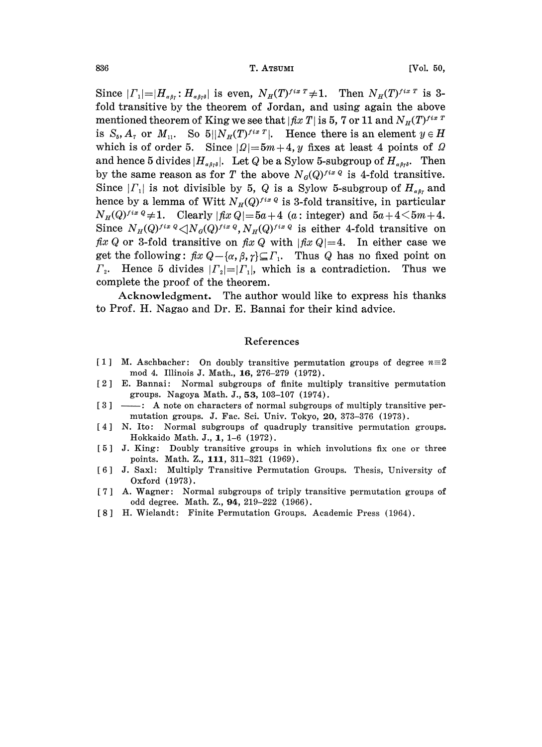Since $|\Gamma_1|=|H_{\alpha\beta\gamma}:H_{\alpha\beta\gamma\delta}|$ is even, $N_H(T)^{fix\,T}\neq 1$. Then $N_H(T)^{fix\,T}$ is 3-fold transitive by the theorem of Jordan, and using again the above mentioned theorem of King we see that $|fix\,T|$ is 5, 7 or 11 and $N_H(T)^{fix\,T}$ is $S_5$, $A_7$ or $M_{11}$. So $5||N_H(T)^{fix\,T}|$. Hence there is an element $y\in H$ which is of order 5. Since $|\Omega|=5m+4$, $y$ fixes at least 4 points of $\Omega$ and hence 5 divides $|H_{\alpha\beta\gamma\delta}|$. Let $Q$ be a Sylow 5-subgroup of $H_{\alpha\beta\gamma\delta}$. Then by the same reason as for $T$ the above $N_G(Q)^{fix\,Q}$ is 4-fold transitive. Since $|\Gamma_1|$ is not divisible by 5, $Q$ is a Sylow 5-subgroup of $H_{\alpha\beta\gamma}$ and hence by a lemma of Witt $N_H(Q)^{fix\,Q}$ is 3-fold transitive, in particular $N_H(Q)^{fix\,Q}\neq 1$. Clearly $|fix\,Q|=5a+4$ ($a$: integer) and $5a+4<5m+4$. Since $N_H(Q)^{fix\,Q}\lhd N_G(Q)^{fix\,Q}$, $N_H(Q)^{fix\,Q}$ is either 4-fold transitive on $fix\,Q$ or 3-fold transitive on $fix\,Q$ with $|fix\,Q|=4$. In either case we get the following: $fix\,Q-\{\alpha,\beta,\gamma\}\subseteq\Gamma_1$. Thus $Q$ has no fixed point on $\Gamma_2$. Hence 5 divides $|\Gamma_2|=|\Gamma_1|$, which is a contradiction. Thus we complete the proof of the theorem.

**Acknowledgment.** The author would like to express his thanks to Prof. H. Nagao and Dr. E. Bannai for their kind advice.

## References

[1] M. Aschbacher: On doubly transitive permutation groups of degree $n\equiv 2$ mod 4. Illinois J. Math., **16**, 276–279 (1972).

[2] E. Bannai: Normal subgroups of finite multiply transitive permutation groups. Nagoya Math. J., **53**, 103–107 (1974).

[3] ——: A note on characters of normal subgroups of multiply transitive permutation groups. J. Fac. Sci. Univ. Tokyo, **20**, 373–376 (1973).

[4] N. Ito: Normal subgroups of quadruply transitive permutation groups. Hokkaido Math. J., **1**, 1–6 (1972).

[5] J. King: Doubly transitive groups in which involutions fix one or three points. Math. Z., **111**, 311–321 (1969).

[6] J. Saxl: Multiply Transitive Permutation Groups. Thesis, University of Oxford (1973).

[7] A. Wagner: Normal subgroups of triply transitive permutation groups of odd degree. Math. Z., **94**, 219–222 (1966).

[8] H. Wielandt: Finite Permutation Groups. Academic Press (1964).